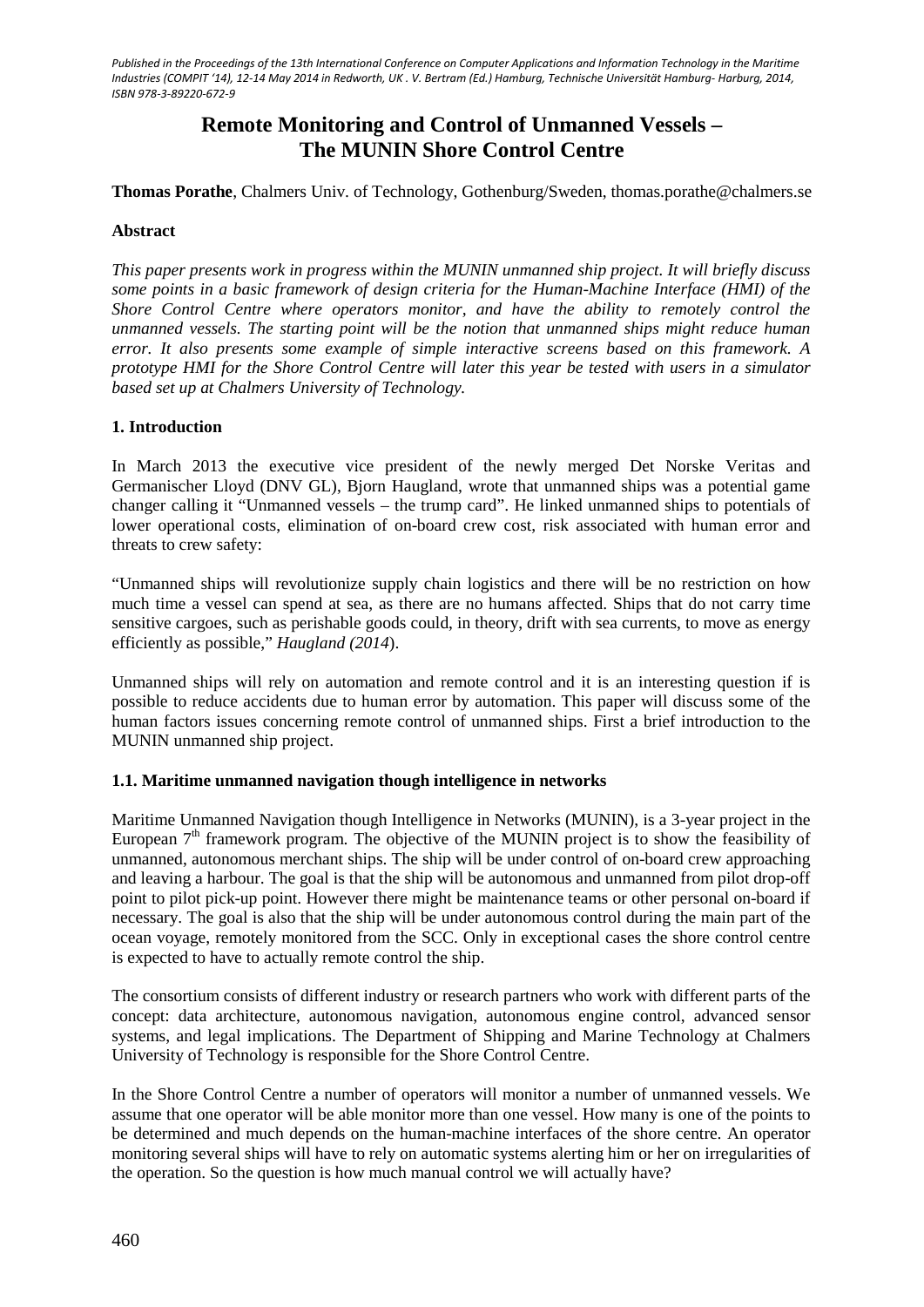# Remote Monitoring and Control of Unmanned Vessels – The MUNIN Shore Control Centre

**Thomas Porathe**, Chalmers Univ. of Technology, Gothenburg/Sweden, thomas.porathe@chalmers.se

## Abstract

*This paper presents work in progress within the MUNIN unmanned ship project. It will briefly discuss some points in a basic framework of design criteria for the Human-Machine Interface (HMI) of the Shore Control Centre where operators monitor, and have the ability to remotely control the unmanned vessels. The starting point will be the notion that unmanned ships might reduce human error. It also presents some example of simple interactive screens based on this framework. A prototype HMI for the Shore Control Centre will later this year be tested with users in a simulator based set up at Chalmers University of Technology.*

## 1. Introduction

In March 2013 the executive vice president of the newly merged Det Norske Veritas and Germanischer Lloyd (DNV GL), Bjorn Haugland, wrote that unmanned ships was a potential game changer calling it "Unmanned vessels – the trump card". He linked unmanned ships to potentials of lower operational costs, elimination of on-board crew cost, risk associated with human error and threats to crew safety:

"Unmanned ships will revolutionize supply chain logistics and there will be no restriction on how much time a vessel can spend at sea, as there are no humans affected. Ships that do not carry time sensitive cargoes, such as perishable goods could, in theory, drift with sea currents, to move as energy efficiently as possible," *Haugland (2014*).

Unmanned ships will rely on automation and remote control and it is an interesting question if is possible to reduce accidents due to human error by automation. This paper will discuss some of the human factors issues concerning remote control of unmanned ships. First a brief introduction to the MUNIN unmanned ship project.

### 1.1. Maritime unmanned navigation though intelligence in networks

Maritime Unmanned Navigation though Intelligence in Networks (MUNIN), is a 3-year project in the European 7[th] framework program. The objective of the MUNIN project is to show the feasibility of unmanned, autonomous merchant ships. The ship will be under control of on-board crew approaching and leaving a harbour. The goal is that the ship will be autonomous and unmanned from pilot drop-off point to pilot pick-up point. However there might be maintenance teams or other personal on-board if necessary. The goal is also that the ship will be under autonomous control during the main part of the ocean voyage, remotely monitored from the SCC. Only in exceptional cases the shore control centre is expected to have to actually remote control the ship.

The consortium consists of different industry or research partners who work with different parts of the concept: data architecture, autonomous navigation, autonomous engine control, advanced sensor systems, and legal implications. The Department of Shipping and Marine Technology at Chalmers University of Technology is responsible for the Shore Control Centre.

In the Shore Control Centre a number of operators will monitor a number of unmanned vessels. We assume that one operator will be able monitor more than one vessel. How many is one of the points to be determined and much depends on the human-machine interfaces of the shore centre. An operator monitoring several ships will have to rely on automatic systems alerting him or her on irregularities of the operation. So the question is how much manual control we will actually have?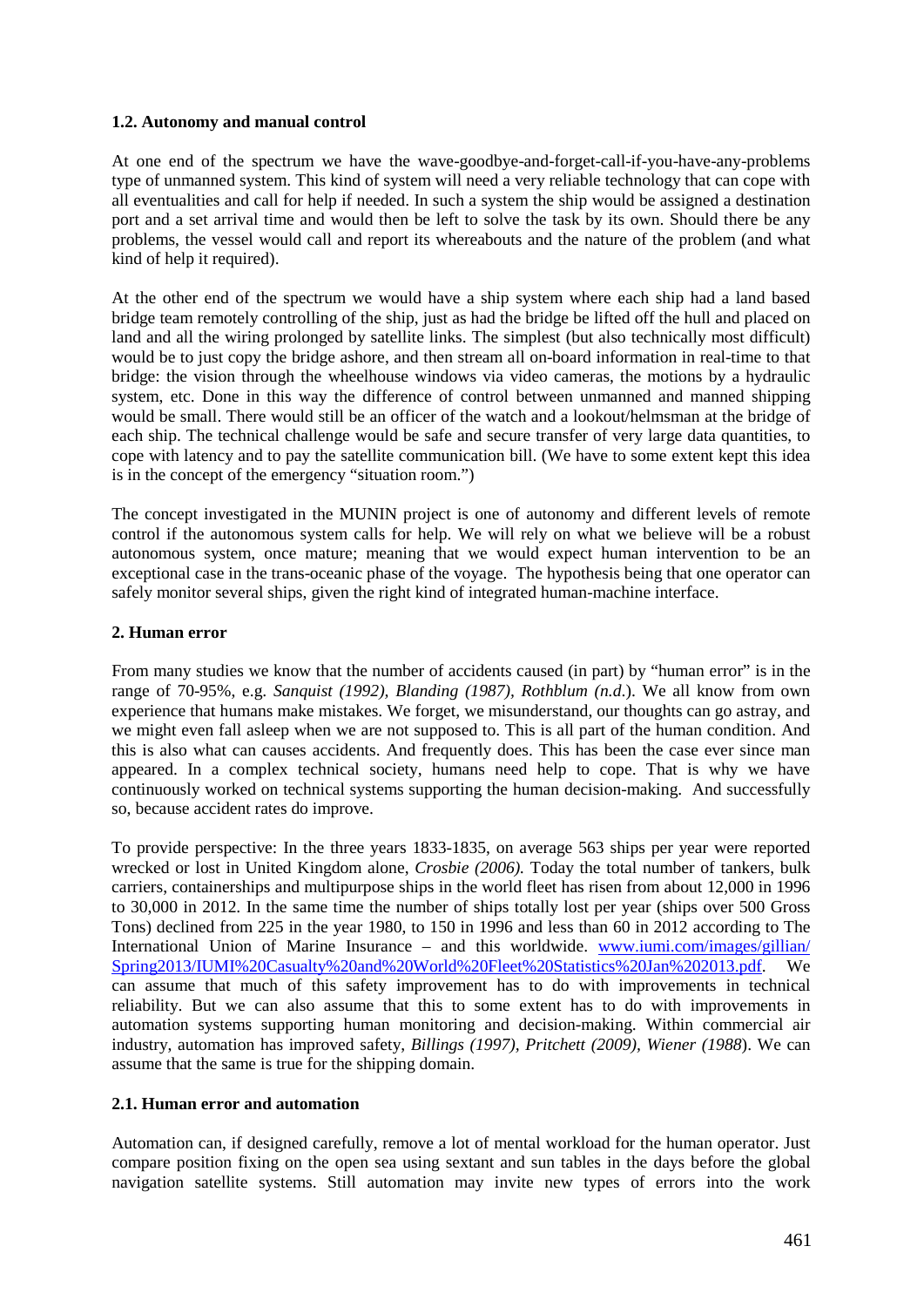### 1.2. Autonomy and manual control

At one end of the spectrum we have the wave-goodbye-and-forget-call-if-you-have-any-problems type of unmanned system. This kind of system will need a very reliable technology that can cope with all eventualities and call for help if needed. In such a system the ship would be assigned a destination port and a set arrival time and would then be left to solve the task by its own. Should there be any problems, the vessel would call and report its whereabouts and the nature of the problem (and what kind of help it required).

At the other end of the spectrum we would have a ship system where each ship had a land based bridge team remotely controlling of the ship, just as had the bridge be lifted off the hull and placed on land and all the wiring prolonged by satellite links. The simplest (but also technically most difficult) would be to just copy the bridge ashore, and then stream all on-board information in real-time to that bridge: the vision through the wheelhouse windows via video cameras, the motions by a hydraulic system, etc. Done in this way the difference of control between unmanned and manned shipping would be small. There would still be an officer of the watch and a lookout/helmsman at the bridge of each ship. The technical challenge would be safe and secure transfer of very large data quantities, to cope with latency and to pay the satellite communication bill. (We have to some extent kept this idea is in the concept of the emergency "situation room.")

The concept investigated in the MUNIN project is one of autonomy and different levels of remote control if the autonomous system calls for help. We will rely on what we believe will be a robust autonomous system, once mature; meaning that we would expect human intervention to be an exceptional case in the trans-oceanic phase of the voyage. The hypothesis being that one operator can safely monitor several ships, given the right kind of integrated human-machine interface.

## 2. Human error

From many studies we know that the number of accidents caused (in part) by "human error" is in the range of 70-95%, e.g. *Sanquist (1992), Blanding (1987), Rothblum (n.d.*). We all know from own experience that humans make mistakes. We forget, we misunderstand, our thoughts can go astray, and we might even fall asleep when we are not supposed to. This is all part of the human condition. And this is also what can causes accidents. And frequently does. This has been the case ever since man appeared. In a complex technical society, humans need help to cope. That is why we have continuously worked on technical systems supporting the human decision-making. And successfully so, because accident rates do improve.

To provide perspective: In the three years 1833-1835, on average 563 ships per year were reported wrecked or lost in United Kingdom alone, *Crosbie (2006).* Today the total number of tankers, bulk carriers, containerships and multipurpose ships in the world fleet has risen from about 12,000 in 1996 to 30,000 in 2012. In the same time the number of ships totally lost per year (ships over 500 Gross Tons) declined from 225 in the year 1980, to 150 in 1996 and less than 60 in 2012 according to The International Union of Marine Insurance – and this worldwide. www.iumi.com/images/gillian/Spring2013/IUMI%20Casualty%20and%20World%20Fleet%20Statistics%20Jan%202013.pdf. We can assume that much of this safety improvement has to do with improvements in technical reliability. But we can also assume that this to some extent has to do with improvements in automation systems supporting human monitoring and decision-making. Within commercial air industry, automation has improved safety, *Billings (1997), Pritchett (2009), Wiener (1988*). We can assume that the same is true for the shipping domain.

### 2.1. Human error and automation

Automation can, if designed carefully, remove a lot of mental workload for the human operator. Just compare position fixing on the open sea using sextant and sun tables in the days before the global navigation satellite systems. Still automation may invite new types of errors into the work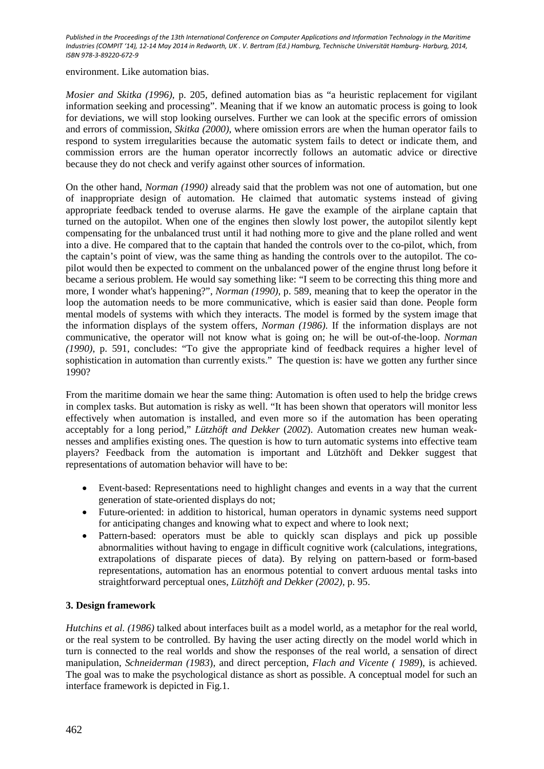environment. Like automation bias.

*Mosier and Skitka (1996)*, p. 205, defined automation bias as "a heuristic replacement for vigilant information seeking and processing". Meaning that if we know an automatic process is going to look for deviations, we will stop looking ourselves. Further we can look at the specific errors of omission and errors of commission, *Skitka (2000)*, where omission errors are when the human operator fails to respond to system irregularities because the automatic system fails to detect or indicate them, and commission errors are the human operator incorrectly follows an automatic advice or directive because they do not check and verify against other sources of information.

On the other hand, *Norman (1990)* already said that the problem was not one of automation, but one of inappropriate design of automation. He claimed that automatic systems instead of giving appropriate feedback tended to overuse alarms. He gave the example of the airplane captain that turned on the autopilot. When one of the engines then slowly lost power, the autopilot silently kept compensating for the unbalanced trust until it had nothing more to give and the plane rolled and went into a dive. He compared that to the captain that handed the controls over to the co-pilot, which, from the captain's point of view, was the same thing as handing the controls over to the autopilot. The co-pilot would then be expected to comment on the unbalanced power of the engine thrust long before it became a serious problem. He would say something like: "I seem to be correcting this thing more and more, I wonder what's happening?", *Norman (1990)*, p. 589, meaning that to keep the operator in the loop the automation needs to be more communicative, which is easier said than done. People form mental models of systems with which they interacts. The model is formed by the system image that the information displays of the system offers, *Norman (1986)*. If the information displays are not communicative, the operator will not know what is going on; he will be out-of-the-loop. *Norman (1990)*, p. 591, concludes: "To give the appropriate kind of feedback requires a higher level of sophistication in automation than currently exists." The question is: have we gotten any further since 1990?

From the maritime domain we hear the same thing: Automation is often used to help the bridge crews in complex tasks. But automation is risky as well. "It has been shown that operators will monitor less effectively when automation is installed, and even more so if the automation has been operating acceptably for a long period," *Lützhöft and Dekker* (*2002*). Automation creates new human weaknesses and amplifies existing ones. The question is how to turn automatic systems into effective team players? Feedback from the automation is important and Lützhöft and Dekker suggest that representations of automation behavior will have to be:

- Event-based: Representations need to highlight changes and events in a way that the current generation of state-oriented displays do not;
- Future-oriented: in addition to historical, human operators in dynamic systems need support for anticipating changes and knowing what to expect and where to look next;
- Pattern-based: operators must be able to quickly scan displays and pick up possible abnormalities without having to engage in difficult cognitive work (calculations, integrations, extrapolations of disparate pieces of data). By relying on pattern-based or form-based representations, automation has an enormous potential to convert arduous mental tasks into straightforward perceptual ones, *Lützhöft and Dekker (2002)*, p. 95.

## 3. Design framework

*Hutchins et al. (1986)* talked about interfaces built as a model world, as a metaphor for the real world, or the real system to be controlled. By having the user acting directly on the model world which in turn is connected to the real worlds and show the responses of the real world, a sensation of direct manipulation, *Schneiderman (1983*), and direct perception, *Flach and Vicente ( 1989*), is achieved. The goal was to make the psychological distance as short as possible. A conceptual model for such an interface framework is depicted in Fig.1.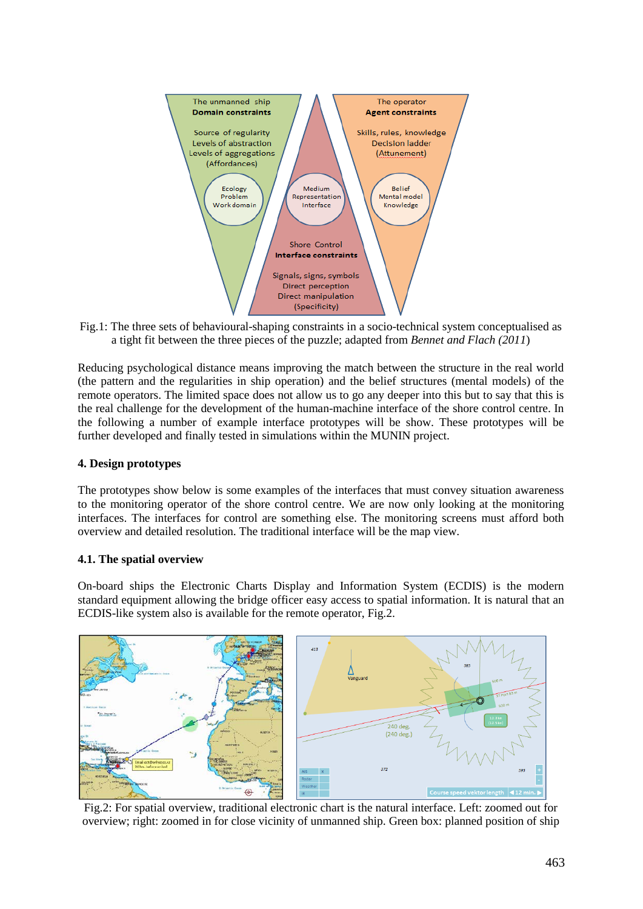Fig.1: The three sets of behavioural-shaping constraints in a socio-technical system conceptualised as a tight fit between the three pieces of the puzzle; adapted from *Bennet and Flach (2011)*

Reducing psychological distance means improving the match between the structure in the real world (the pattern and the regularities in ship operation) and the belief structures (mental models) of the remote operators. The limited space does not allow us to go any deeper into this but to say that this is the real challenge for the development of the human-machine interface of the shore control centre. In the following a number of example interface prototypes will be show. These prototypes will be further developed and finally tested in simulations within the MUNIN project.

## 4. Design prototypes

The prototypes show below is some examples of the interfaces that must convey situation awareness to the monitoring operator of the shore control centre. We are now only looking at the monitoring interfaces. The interfaces for control are something else. The monitoring screens must afford both overview and detailed resolution. The traditional interface will be the map view.

### 4.1. The spatial overview

On-board ships the Electronic Charts Display and Information System (ECDIS) is the modern standard equipment allowing the bridge officer easy access to spatial information. It is natural that an ECDIS-like system also is available for the remote operator, Fig.2.

Fig.2: For spatial overview, traditional electronic chart is the natural interface. Left: zoomed out for overview; right: zoomed in for close vicinity of unmanned ship. Green box: planned position of ship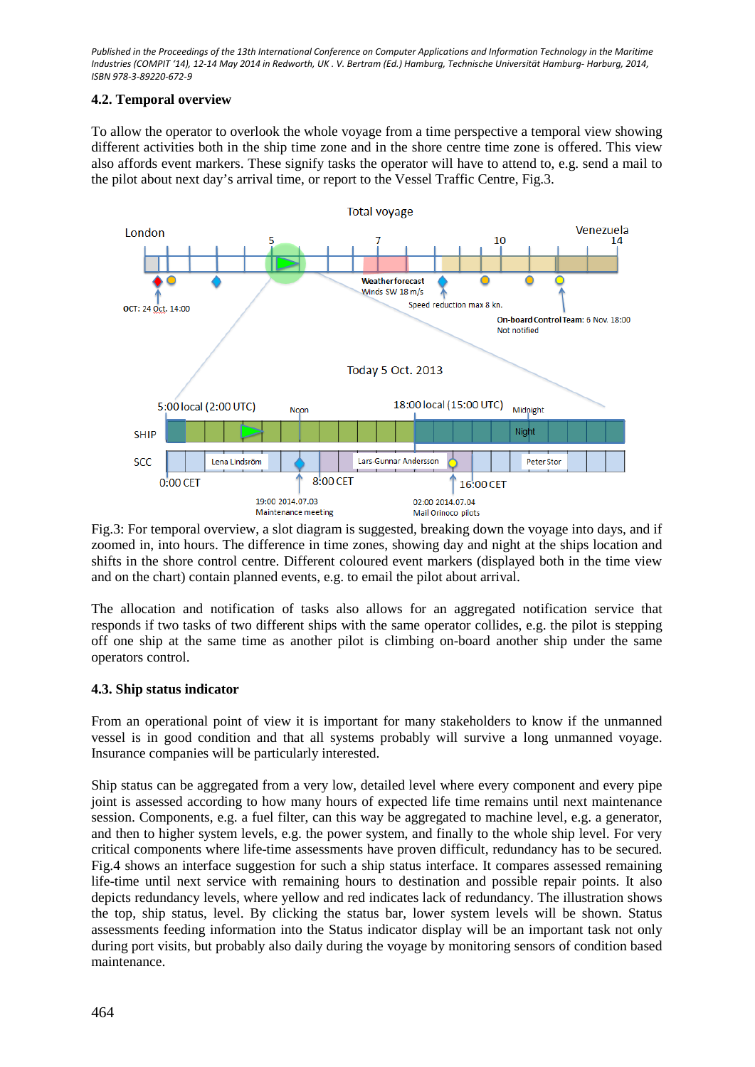### 4.2. Temporal overview

To allow the operator to overlook the whole voyage from a time perspective a temporal view showing different activities both in the ship time zone and in the shore centre time zone is offered. This view also affords event markers. These signify tasks the operator will have to attend to, e.g. send a mail to the pilot about next day's arrival time, or report to the Vessel Traffic Centre, Fig.3.

Fig.3: For temporal overview, a slot diagram is suggested, breaking down the voyage into days, and if zoomed in, into hours. The difference in time zones, showing day and night at the ships location and shifts in the shore control centre. Different coloured event markers (displayed both in the time view and on the chart) contain planned events, e.g. to email the pilot about arrival.

The allocation and notification of tasks also allows for an aggregated notification service that responds if two tasks of two different ships with the same operator collides, e.g. the pilot is stepping off one ship at the same time as another pilot is climbing on-board another ship under the same operators control.

### 4.3. Ship status indicator

From an operational point of view it is important for many stakeholders to know if the unmanned vessel is in good condition and that all systems probably will survive a long unmanned voyage. Insurance companies will be particularly interested.

Ship status can be aggregated from a very low, detailed level where every component and every pipe joint is assessed according to how many hours of expected life time remains until next maintenance session. Components, e.g. a fuel filter, can this way be aggregated to machine level, e.g. a generator, and then to higher system levels, e.g. the power system, and finally to the whole ship level. For very critical components where life-time assessments have proven difficult, redundancy has to be secured. Fig.4 shows an interface suggestion for such a ship status interface. It compares assessed remaining life-time until next service with remaining hours to destination and possible repair points. It also depicts redundancy levels, where yellow and red indicates lack of redundancy. The illustration shows the top, ship status, level. By clicking the status bar, lower system levels will be shown. Status assessments feeding information into the Status indicator display will be an important task not only during port visits, but probably also daily during the voyage by monitoring sensors of condition based maintenance.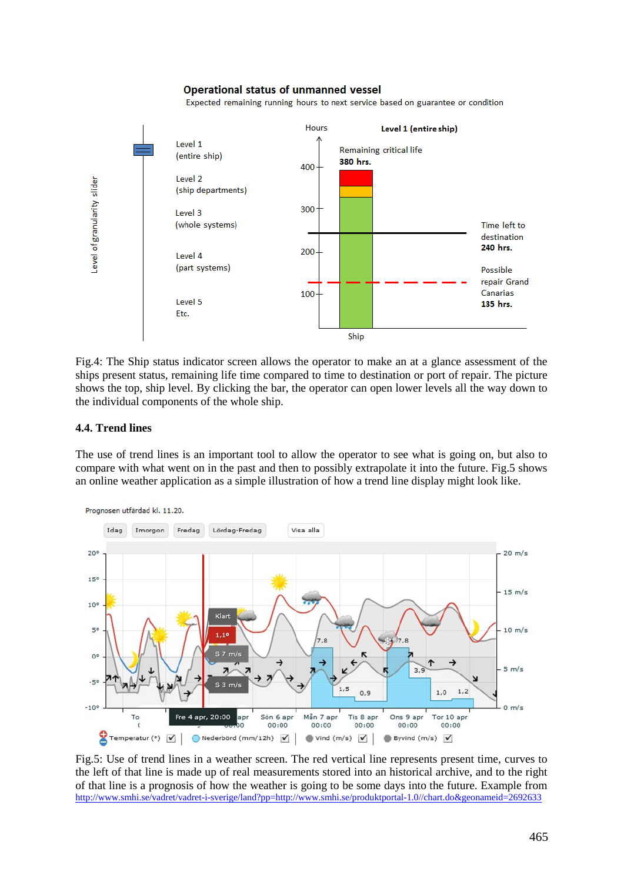Fig.4: The Ship status indicator screen allows the operator to make an at a glance assessment of the ships present status, remaining life time compared to time to destination or port of repair. The picture shows the top, ship level. By clicking the bar, the operator can open lower levels all the way down to the individual components of the whole ship.

### 4.4. Trend lines

The use of trend lines is an important tool to allow the operator to see what is going on, but also to compare with what went on in the past and then to possibly extrapolate it into the future. Fig.5 shows an online weather application as a simple illustration of how a trend line display might look like.

Fig.5: Use of trend lines in a weather screen. The red vertical line represents present time, curves to the left of that line is made up of real measurements stored into an historical archive, and to the right of that line is a prognosis of how the weather is going to be some days into the future. Example from http://www.smhi.se/vadret/vadret-i-sverige/land?pp=http://www.smhi.se/produktportal-1.0//chart.do&geonameid=2692633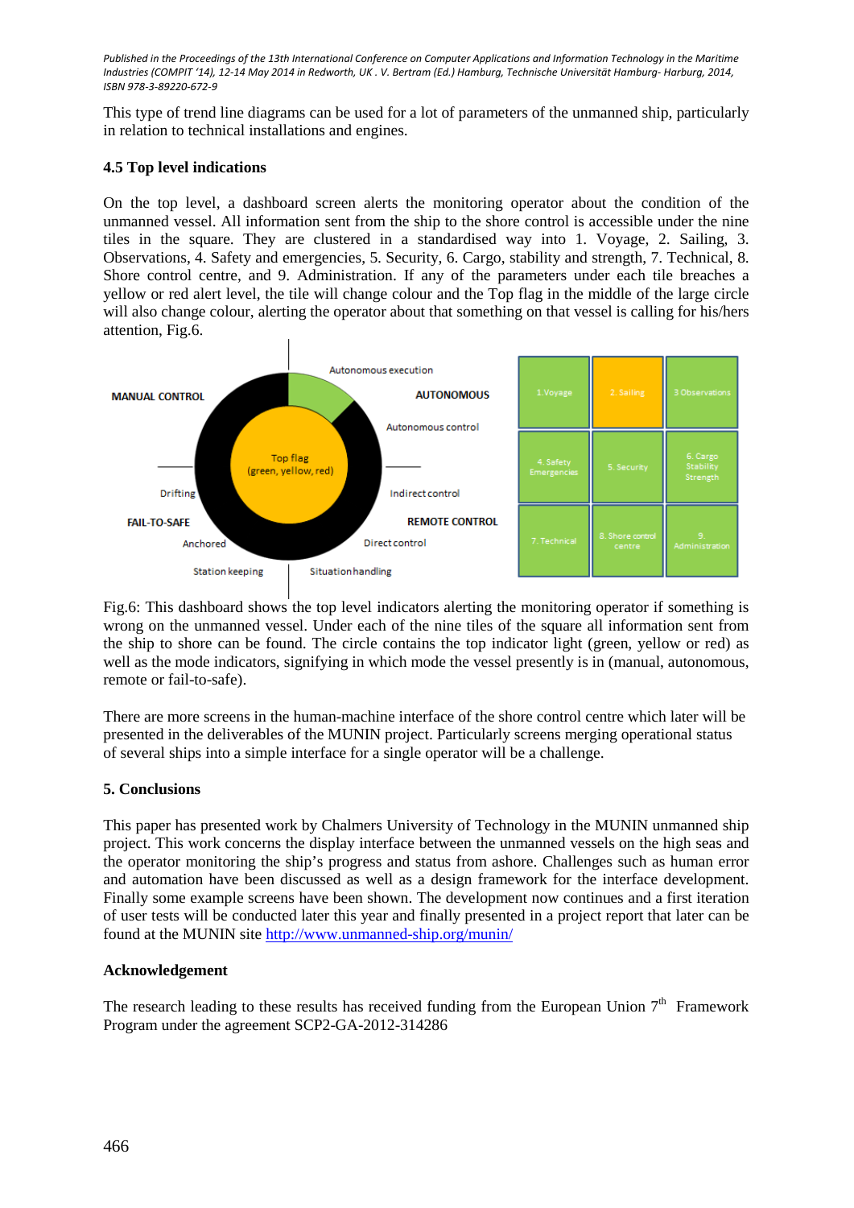This type of trend line diagrams can be used for a lot of parameters of the unmanned ship, particularly in relation to technical installations and engines.

### 4.5 Top level indications

On the top level, a dashboard screen alerts the monitoring operator about the condition of the unmanned vessel. All information sent from the ship to the shore control is accessible under the nine tiles in the square. They are clustered in a standardised way into 1. Voyage, 2. Sailing, 3. Observations, 4. Safety and emergencies, 5. Security, 6. Cargo, stability and strength, 7. Technical, 8. Shore control centre, and 9. Administration. If any of the parameters under each tile breaches a yellow or red alert level, the tile will change colour and the Top flag in the middle of the large circle will also change colour, alerting the operator about that something on that vessel is calling for his/hers attention, Fig.6.

Fig.6: This dashboard shows the top level indicators alerting the monitoring operator if something is wrong on the unmanned vessel. Under each of the nine tiles of the square all information sent from the ship to shore can be found. The circle contains the top indicator light (green, yellow or red) as well as the mode indicators, signifying in which mode the vessel presently is in (manual, autonomous, remote or fail-to-safe).

There are more screens in the human-machine interface of the shore control centre which later will be presented in the deliverables of the MUNIN project. Particularly screens merging operational status of several ships into a simple interface for a single operator will be a challenge.

## 5. Conclusions

This paper has presented work by Chalmers University of Technology in the MUNIN unmanned ship project. This work concerns the display interface between the unmanned vessels on the high seas and the operator monitoring the ship's progress and status from ashore. Challenges such as human error and automation have been discussed as well as a design framework for the interface development. Finally some example screens have been shown. The development now continues and a first iteration of user tests will be conducted later this year and finally presented in a project report that later can be found at the MUNIN site http://www.unmanned-ship.org/munin/

### Acknowledgement

The research leading to these results has received funding from the European Union 7th Framework Program under the agreement SCP2-GA-2012-314286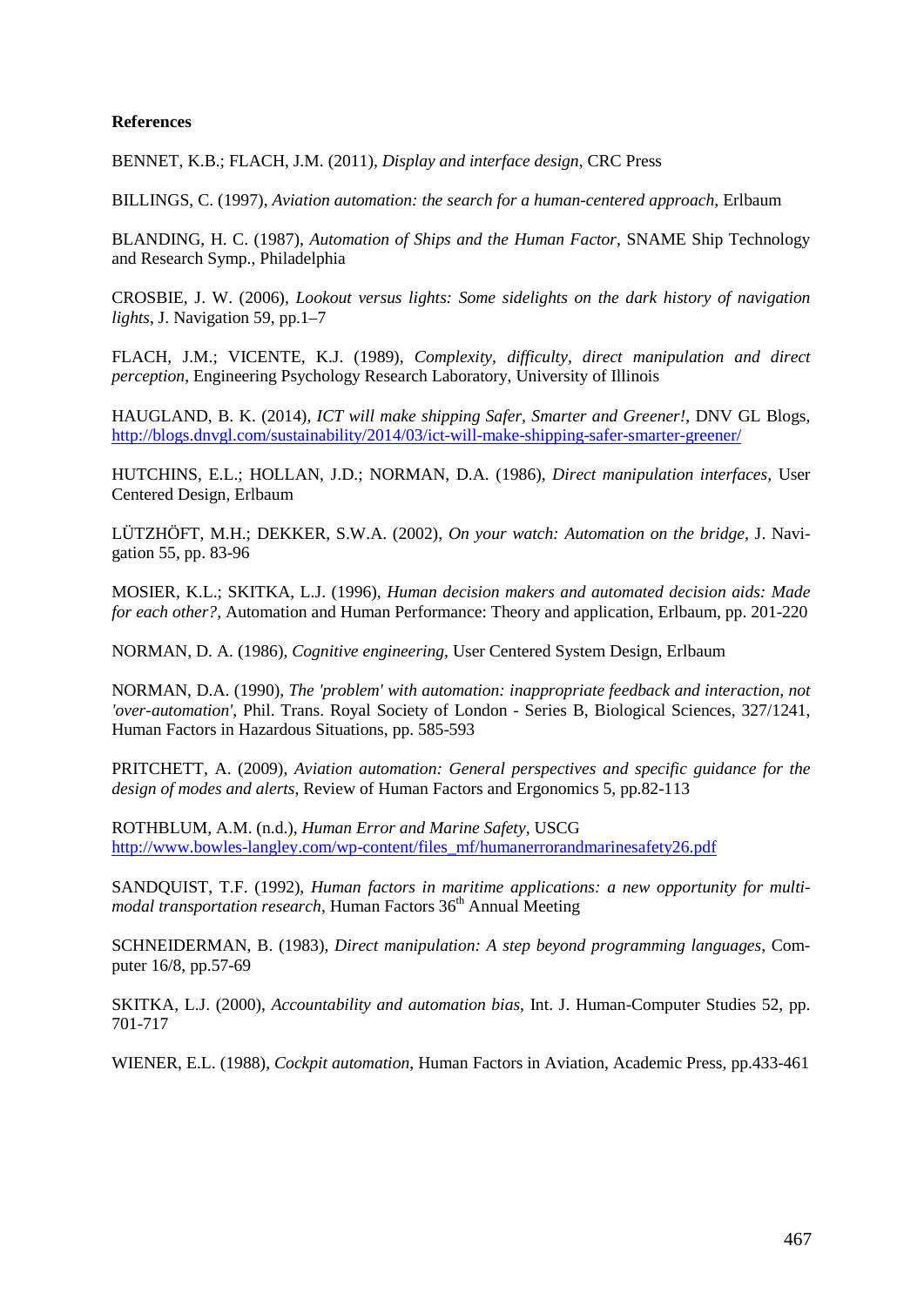**References**

BENNET, K.B.; FLACH, J.M. (2011), *Display and interface design*, CRC Press

BILLINGS, C. (1997), *Aviation automation: the search for a human-centered approach*, Erlbaum

BLANDING, H. C. (1987), *Automation of Ships and the Human Factor*, SNAME Ship Technology and Research Symp., Philadelphia

CROSBIE, J. W. (2006), *Lookout versus lights: Some sidelights on the dark history of navigation lights*, J. Navigation 59, pp.1–7

FLACH, J.M.; VICENTE, K.J. (1989), *Complexity, difficulty, direct manipulation and direct perception*, Engineering Psychology Research Laboratory, University of Illinois

HAUGLAND, B. K. (2014), *ICT will make shipping Safer, Smarter and Greener!*, DNV GL Blogs, http://blogs.dnvgl.com/sustainability/2014/03/ict-will-make-shipping-safer-smarter-greener/

HUTCHINS, E.L.; HOLLAN, J.D.; NORMAN, D.A. (1986), *Direct manipulation interfaces*, User Centered Design, Erlbaum

LÜTZHÖFT, M.H.; DEKKER, S.W.A. (2002), *On your watch: Automation on the bridge*, J. Navigation 55, pp. 83-96

MOSIER, K.L.; SKITKA, L.J. (1996), *Human decision makers and automated decision aids: Made for each other?*, Automation and Human Performance: Theory and application, Erlbaum, pp. 201-220

NORMAN, D. A. (1986), *Cognitive engineering*, User Centered System Design, Erlbaum

NORMAN, D.A. (1990), *The 'problem' with automation: inappropriate feedback and interaction, not 'over-automation'*, Phil. Trans. Royal Society of London - Series B, Biological Sciences, 327/1241, Human Factors in Hazardous Situations, pp. 585-593

PRITCHETT, A. (2009), *Aviation automation: General perspectives and specific guidance for the design of modes and alerts*, Review of Human Factors and Ergonomics 5, pp.82-113

ROTHBLUM, A.M. (n.d.), *Human Error and Marine Safety*, USCG http://www.bowles-langley.com/wp-content/files_mf/humanerrorandmarinesafety26.pdf

SANDQUIST, T.F. (1992), *Human factors in maritime applications: a new opportunity for multi-modal transportation research*, Human Factors 36th Annual Meeting

SCHNEIDERMAN, B. (1983), *Direct manipulation: A step beyond programming languages*, Computer 16/8, pp.57-69

SKITKA, L.J. (2000), *Accountability and automation bias*, Int. J. Human-Computer Studies 52, pp. 701-717

WIENER, E.L. (1988), *Cockpit automation*, Human Factors in Aviation, Academic Press, pp.433-461